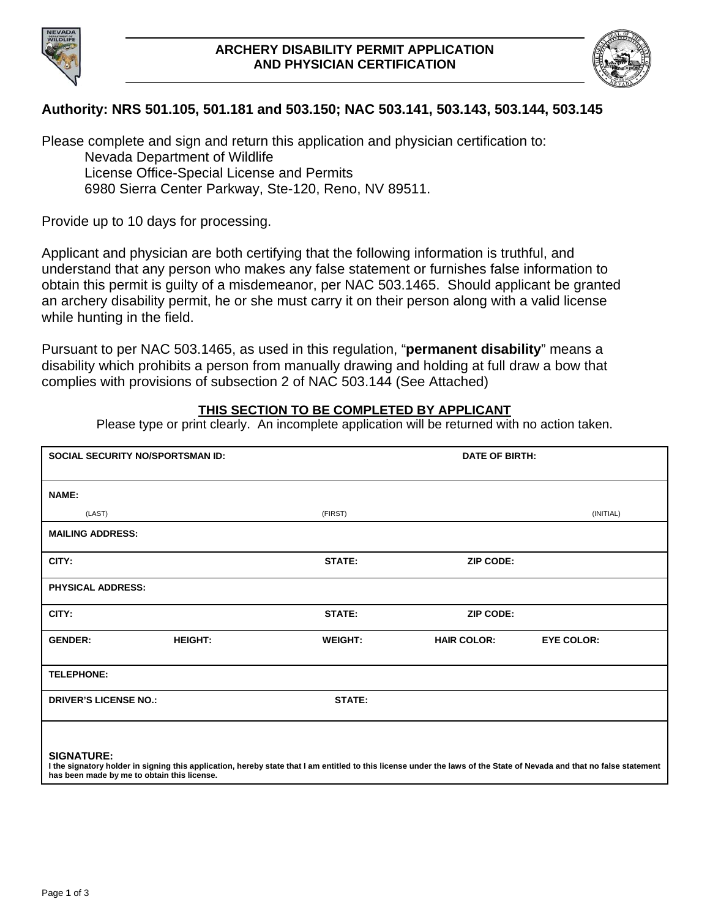# ARCHERY DISABILITY PERMIT APPLICATION AND PHYSICIAN CERTIFICATION

**Authority: NRS 501.105, 501.181 and 503.150; NAC 503.141, 503.143, 503.144, 503.145**

Please complete and sign and return this application and physician certification to:
Nevada Department of Wildlife
License Office-Special License and Permits
6980 Sierra Center Parkway, Ste-120, Reno, NV 89511.

Provide up to 10 days for processing.

Applicant and physician are both certifying that the following information is truthful, and understand that any person who makes any false statement or furnishes false information to obtain this permit is guilty of a misdemeanor, per NAC 503.1465. Should applicant be granted an archery disability permit, he or she must carry it on their person along with a valid license while hunting in the field.

Pursuant to per NAC 503.1465, as used in this regulation, "**permanent disability**" means a disability which prohibits a person from manually drawing and holding at full draw a bow that complies with provisions of subsection 2 of NAC 503.144 (See Attached)

## THIS SECTION TO BE COMPLETED BY APPLICANT

Please type or print clearly. An incomplete application will be returned with no action taken.

| | | | | |
|---|---|---|---|---|
| **SOCIAL SECURITY NO/SPORTSMAN ID:** | | | **DATE OF BIRTH:** | |
| **NAME:** (LAST) | | (FIRST) | | (INITIAL) |
| **MAILING ADDRESS:** | | | | |
| **CITY:** | | **STATE:** | **ZIP CODE:** | |
| **PHYSICAL ADDRESS:** | | | | |
| **CITY:** | | **STATE:** | **ZIP CODE:** | |
| **GENDER:** | **HEIGHT:** | **WEIGHT:** | **HAIR COLOR:** | **EYE COLOR:** |
| **TELEPHONE:** | | | | |
| **DRIVER'S LICENSE NO.:** | | **STATE:** | | |
| **SIGNATURE:** I the signatory holder in signing this application, hereby state that I am entitled to this license under the laws of the State of Nevada and that no false statement has been made by me to obtain this license. | | | | |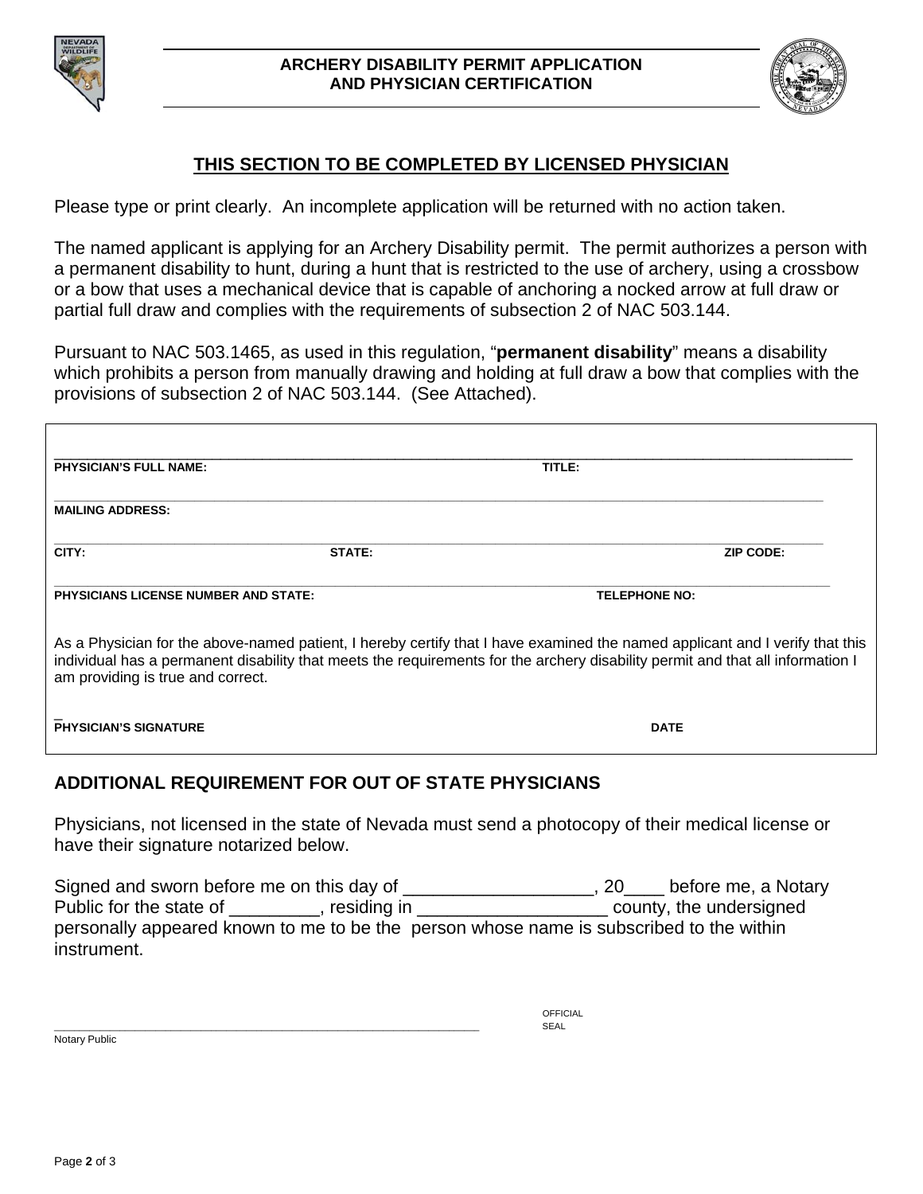**ARCHERY DISABILITY PERMIT APPLICATION AND PHYSICIAN CERTIFICATION**

## THIS SECTION TO BE COMPLETED BY LICENSED PHYSICIAN

Please type or print clearly. An incomplete application will be returned with no action taken.

The named applicant is applying for an Archery Disability permit. The permit authorizes a person with a permanent disability to hunt, during a hunt that is restricted to the use of archery, using a crossbow or a bow that uses a mechanical device that is capable of anchoring a nocked arrow at full draw or partial full draw and complies with the requirements of subsection 2 of NAC 503.144.

Pursuant to NAC 503.1465, as used in this regulation, "**permanent disability**" means a disability which prohibits a person from manually drawing and holding at full draw a bow that complies with the provisions of subsection 2 of NAC 503.144. (See Attached).

______________________________________________________________________________

**PHYSICIAN'S FULL NAME:** **TITLE:**

______________________________________________________________________________

**MAILING ADDRESS:**

______________________________________________________________________________

**CITY:** **STATE:** **ZIP CODE:**

______________________________________________________________________________

**PHYSICIANS LICENSE NUMBER AND STATE:** **TELEPHONE NO:**

As a Physician for the above-named patient, I hereby certify that I have examined the named applicant and I verify that this individual has a permanent disability that meets the requirements for the archery disability permit and that all information I am providing is true and correct.

_

**PHYSICIAN'S SIGNATURE** **DATE**

## ADDITIONAL REQUIREMENT FOR OUT OF STATE PHYSICIANS

Physicians, not licensed in the state of Nevada must send a photocopy of their medical license or have their signature notarized below.

Signed and sworn before me on this day of ___________________, 20____ before me, a Notary Public for the state of _________, residing in ___________________ county, the undersigned personally appeared known to me to be the person whose name is subscribed to the within instrument.

______________________________________________________________ OFFICIAL SEAL

Notary Public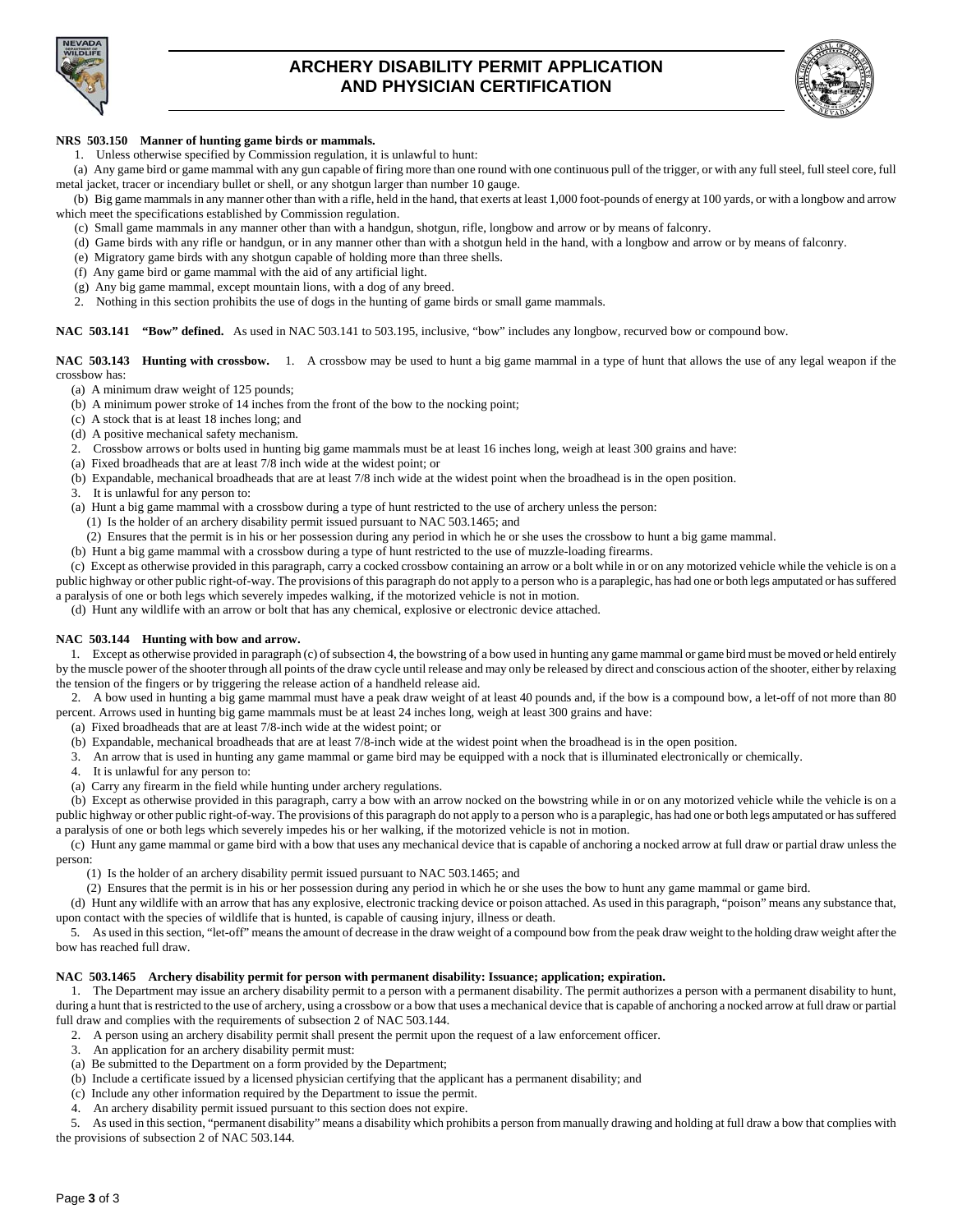# ARCHERY DISABILITY PERMIT APPLICATION AND PHYSICIAN CERTIFICATION

**NRS 503.150 Manner of hunting game birds or mammals.**

1. Unless otherwise specified by Commission regulation, it is unlawful to hunt:

(a) Any game bird or game mammal with any gun capable of firing more than one round with one continuous pull of the trigger, or with any full steel, full steel core, full metal jacket, tracer or incendiary bullet or shell, or any shotgun larger than number 10 gauge.

(b) Big game mammals in any manner other than with a rifle, held in the hand, that exerts at least 1,000 foot-pounds of energy at 100 yards, or with a longbow and arrow which meet the specifications established by Commission regulation.

(c) Small game mammals in any manner other than with a handgun, shotgun, rifle, longbow and arrow or by means of falconry.

(d) Game birds with any rifle or handgun, or in any manner other than with a shotgun held in the hand, with a longbow and arrow or by means of falconry.

(e) Migratory game birds with any shotgun capable of holding more than three shells.

(f) Any game bird or game mammal with the aid of any artificial light.

(g) Any big game mammal, except mountain lions, with a dog of any breed.

2. Nothing in this section prohibits the use of dogs in the hunting of game birds or small game mammals.

**NAC 503.141 "Bow" defined.** As used in NAC 503.141 to 503.195, inclusive, "bow" includes any longbow, recurved bow or compound bow.

**NAC 503.143 Hunting with crossbow.** 1. A crossbow may be used to hunt a big game mammal in a type of hunt that allows the use of any legal weapon if the crossbow has:

(a) A minimum draw weight of 125 pounds;

(b) A minimum power stroke of 14 inches from the front of the bow to the nocking point;

(c) A stock that is at least 18 inches long; and

(d) A positive mechanical safety mechanism.

2. Crossbow arrows or bolts used in hunting big game mammals must be at least 16 inches long, weigh at least 300 grains and have:

(a) Fixed broadheads that are at least 7/8 inch wide at the widest point; or

(b) Expandable, mechanical broadheads that are at least 7/8 inch wide at the widest point when the broadhead is in the open position.

3. It is unlawful for any person to:

(a) Hunt a big game mammal with a crossbow during a type of hunt restricted to the use of archery unless the person:

(1) Is the holder of an archery disability permit issued pursuant to NAC 503.1465; and

(2) Ensures that the permit is in his or her possession during any period in which he or she uses the crossbow to hunt a big game mammal.

(b) Hunt a big game mammal with a crossbow during a type of hunt restricted to the use of muzzle-loading firearms.

(c) Except as otherwise provided in this paragraph, carry a cocked crossbow containing an arrow or a bolt while in or on any motorized vehicle while the vehicle is on a public highway or other public right-of-way. The provisions of this paragraph do not apply to a person who is a paraplegic, has had one or both legs amputated or has suffered a paralysis of one or both legs which severely impedes walking, if the motorized vehicle is not in motion.

(d) Hunt any wildlife with an arrow or bolt that has any chemical, explosive or electronic device attached.

**NAC 503.144 Hunting with bow and arrow.**

1. Except as otherwise provided in paragraph (c) of subsection 4, the bowstring of a bow used in hunting any game mammal or game bird must be moved or held entirely by the muscle power of the shooter through all points of the draw cycle until release and may only be released by direct and conscious action of the shooter, either by relaxing the tension of the fingers or by triggering the release action of a handheld release aid.

2. A bow used in hunting a big game mammal must have a peak draw weight of at least 40 pounds and, if the bow is a compound bow, a let-off of not more than 80 percent. Arrows used in hunting big game mammals must be at least 24 inches long, weigh at least 300 grains and have:

(a) Fixed broadheads that are at least 7/8-inch wide at the widest point; or

(b) Expandable, mechanical broadheads that are at least 7/8-inch wide at the widest point when the broadhead is in the open position.

3. An arrow that is used in hunting any game mammal or game bird may be equipped with a nock that is illuminated electronically or chemically.

4. It is unlawful for any person to:

(a) Carry any firearm in the field while hunting under archery regulations.

(b) Except as otherwise provided in this paragraph, carry a bow with an arrow nocked on the bowstring while in or on any motorized vehicle while the vehicle is on a public highway or other public right-of-way. The provisions of this paragraph do not apply to a person who is a paraplegic, has had one or both legs amputated or has suffered a paralysis of one or both legs which severely impedes his or her walking, if the motorized vehicle is not in motion.

(c) Hunt any game mammal or game bird with a bow that uses any mechanical device that is capable of anchoring a nocked arrow at full draw or partial draw unless the person:

(1) Is the holder of an archery disability permit issued pursuant to NAC 503.1465; and

(2) Ensures that the permit is in his or her possession during any period in which he or she uses the bow to hunt any game mammal or game bird.

(d) Hunt any wildlife with an arrow that has any explosive, electronic tracking device or poison attached. As used in this paragraph, "poison" means any substance that, upon contact with the species of wildlife that is hunted, is capable of causing injury, illness or death.

5. As used in this section, "let-off" means the amount of decrease in the draw weight of a compound bow from the peak draw weight to the holding draw weight after the bow has reached full draw.

**NAC 503.1465 Archery disability permit for person with permanent disability: Issuance; application; expiration.**

1. The Department may issue an archery disability permit to a person with a permanent disability. The permit authorizes a person with a permanent disability to hunt, during a hunt that is restricted to the use of archery, using a crossbow or a bow that uses a mechanical device that is capable of anchoring a nocked arrow at full draw or partial full draw and complies with the requirements of subsection 2 of NAC 503.144.

2. A person using an archery disability permit shall present the permit upon the request of a law enforcement officer.

3. An application for an archery disability permit must:

(a) Be submitted to the Department on a form provided by the Department;

(b) Include a certificate issued by a licensed physician certifying that the applicant has a permanent disability; and

(c) Include any other information required by the Department to issue the permit.

4. An archery disability permit issued pursuant to this section does not expire.

5. As used in this section, "permanent disability" means a disability which prohibits a person from manually drawing and holding at full draw a bow that complies with the provisions of subsection 2 of NAC 503.144.